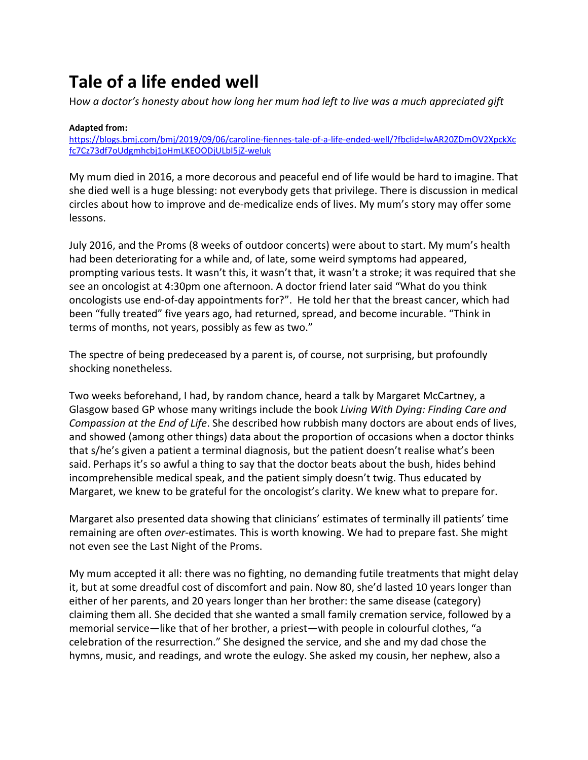# Tale of a life ended well

*How a doctor's honesty about how long her mum had left to live was a much appreciated gift*

**Adapted from:**
https://blogs.bmj.com/bmj/2019/09/06/caroline-fiennes-tale-of-a-life-ended-well/?fbclid=IwAR20ZDmOV2XpckXcfc7Cz73df7oUdgmhcbj1oHmLKEOODjULbI5jZ-weluk

My mum died in 2016, a more decorous and peaceful end of life would be hard to imagine. That she died well is a huge blessing: not everybody gets that privilege. There is discussion in medical circles about how to improve and de-medicalize ends of lives. My mum's story may offer some lessons.

July 2016, and the Proms (8 weeks of outdoor concerts) were about to start. My mum's health had been deteriorating for a while and, of late, some weird symptoms had appeared, prompting various tests. It wasn't this, it wasn't that, it wasn't a stroke; it was required that she see an oncologist at 4:30pm one afternoon. A doctor friend later said "What do you think oncologists use end-of-day appointments for?". He told her that the breast cancer, which had been "fully treated" five years ago, had returned, spread, and become incurable. "Think in terms of months, not years, possibly as few as two."

The spectre of being predeceased by a parent is, of course, not surprising, but profoundly shocking nonetheless.

Two weeks beforehand, I had, by random chance, heard a talk by Margaret McCartney, a Glasgow based GP whose many writings include the book *Living With Dying: Finding Care and Compassion at the End of Life*. She described how rubbish many doctors are about ends of lives, and showed (among other things) data about the proportion of occasions when a doctor thinks that s/he's given a patient a terminal diagnosis, but the patient doesn't realise what's been said. Perhaps it's so awful a thing to say that the doctor beats about the bush, hides behind incomprehensible medical speak, and the patient simply doesn't twig. Thus educated by Margaret, we knew to be grateful for the oncologist's clarity. We knew what to prepare for.

Margaret also presented data showing that clinicians' estimates of terminally ill patients' time remaining are often *over*-estimates. This is worth knowing. We had to prepare fast. She might not even see the Last Night of the Proms.

My mum accepted it all: there was no fighting, no demanding futile treatments that might delay it, but at some dreadful cost of discomfort and pain. Now 80, she'd lasted 10 years longer than either of her parents, and 20 years longer than her brother: the same disease (category) claiming them all. She decided that she wanted a small family cremation service, followed by a memorial service—like that of her brother, a priest—with people in colourful clothes, "a celebration of the resurrection." She designed the service, and she and my dad chose the hymns, music, and readings, and wrote the eulogy. She asked my cousin, her nephew, also a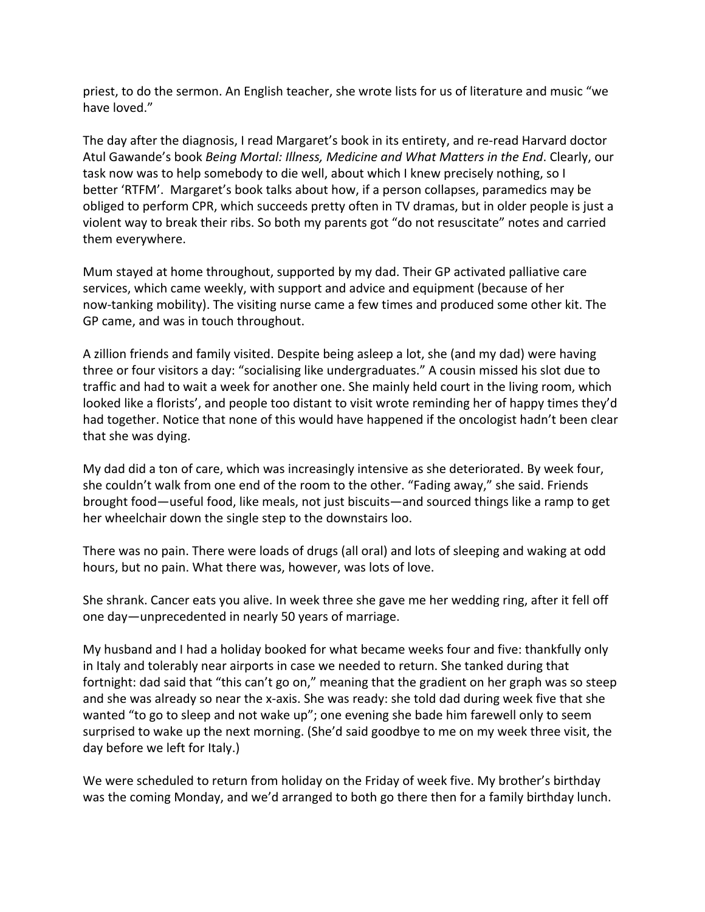priest, to do the sermon. An English teacher, she wrote lists for us of literature and music "we have loved."

The day after the diagnosis, I read Margaret's book in its entirety, and re-read Harvard doctor Atul Gawande's book *Being Mortal: Illness, Medicine and What Matters in the End*. Clearly, our task now was to help somebody to die well, about which I knew precisely nothing, so I better 'RTFM'. Margaret's book talks about how, if a person collapses, paramedics may be obliged to perform CPR, which succeeds pretty often in TV dramas, but in older people is just a violent way to break their ribs. So both my parents got "do not resuscitate" notes and carried them everywhere.

Mum stayed at home throughout, supported by my dad. Their GP activated palliative care services, which came weekly, with support and advice and equipment (because of her now-tanking mobility). The visiting nurse came a few times and produced some other kit. The GP came, and was in touch throughout.

A zillion friends and family visited. Despite being asleep a lot, she (and my dad) were having three or four visitors a day: "socialising like undergraduates." A cousin missed his slot due to traffic and had to wait a week for another one. She mainly held court in the living room, which looked like a florists', and people too distant to visit wrote reminding her of happy times they'd had together. Notice that none of this would have happened if the oncologist hadn't been clear that she was dying.

My dad did a ton of care, which was increasingly intensive as she deteriorated. By week four, she couldn't walk from one end of the room to the other. "Fading away," she said. Friends brought food—useful food, like meals, not just biscuits—and sourced things like a ramp to get her wheelchair down the single step to the downstairs loo.

There was no pain. There were loads of drugs (all oral) and lots of sleeping and waking at odd hours, but no pain. What there was, however, was lots of love.

She shrank. Cancer eats you alive. In week three she gave me her wedding ring, after it fell off one day—unprecedented in nearly 50 years of marriage.

My husband and I had a holiday booked for what became weeks four and five: thankfully only in Italy and tolerably near airports in case we needed to return. She tanked during that fortnight: dad said that "this can't go on," meaning that the gradient on her graph was so steep and she was already so near the x-axis. She was ready: she told dad during week five that she wanted "to go to sleep and not wake up"; one evening she bade him farewell only to seem surprised to wake up the next morning. (She'd said goodbye to me on my week three visit, the day before we left for Italy.)

We were scheduled to return from holiday on the Friday of week five. My brother's birthday was the coming Monday, and we'd arranged to both go there then for a family birthday lunch.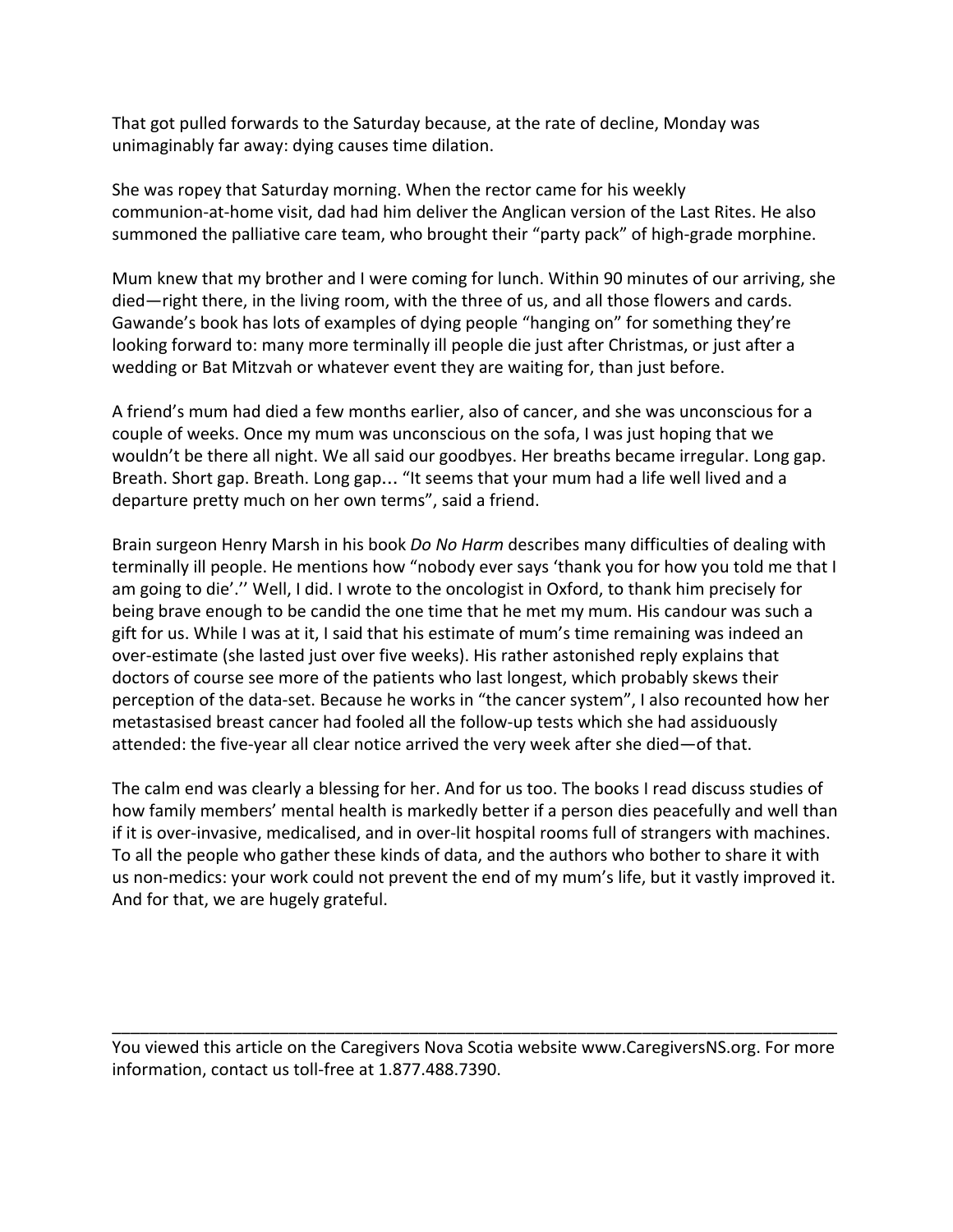That got pulled forwards to the Saturday because, at the rate of decline, Monday was unimaginably far away: dying causes time dilation.

She was ropey that Saturday morning. When the rector came for his weekly communion-at-home visit, dad had him deliver the Anglican version of the Last Rites. He also summoned the palliative care team, who brought their "party pack" of high-grade morphine.

Mum knew that my brother and I were coming for lunch. Within 90 minutes of our arriving, she died—right there, in the living room, with the three of us, and all those flowers and cards. Gawande's book has lots of examples of dying people "hanging on" for something they're looking forward to: many more terminally ill people die just after Christmas, or just after a wedding or Bat Mitzvah or whatever event they are waiting for, than just before.

A friend's mum had died a few months earlier, also of cancer, and she was unconscious for a couple of weeks. Once my mum was unconscious on the sofa, I was just hoping that we wouldn't be there all night. We all said our goodbyes. Her breaths became irregular. Long gap. Breath. Short gap. Breath. Long gap… "It seems that your mum had a life well lived and a departure pretty much on her own terms", said a friend.

Brain surgeon Henry Marsh in his book *Do No Harm* describes many difficulties of dealing with terminally ill people. He mentions how "nobody ever says 'thank you for how you told me that I am going to die'.'' Well, I did. I wrote to the oncologist in Oxford, to thank him precisely for being brave enough to be candid the one time that he met my mum. His candour was such a gift for us. While I was at it, I said that his estimate of mum's time remaining was indeed an over-estimate (she lasted just over five weeks). His rather astonished reply explains that doctors of course see more of the patients who last longest, which probably skews their perception of the data-set. Because he works in "the cancer system", I also recounted how her metastasised breast cancer had fooled all the follow-up tests which she had assiduously attended: the five-year all clear notice arrived the very week after she died—of that.

The calm end was clearly a blessing for her. And for us too. The books I read discuss studies of how family members' mental health is markedly better if a person dies peacefully and well than if it is over-invasive, medicalised, and in over-lit hospital rooms full of strangers with machines. To all the people who gather these kinds of data, and the authors who bother to share it with us non-medics: your work could not prevent the end of my mum's life, but it vastly improved it. And for that, we are hugely grateful.

---

You viewed this article on the Caregivers Nova Scotia website www.CaregiversNS.org. For more information, contact us toll-free at 1.877.488.7390.